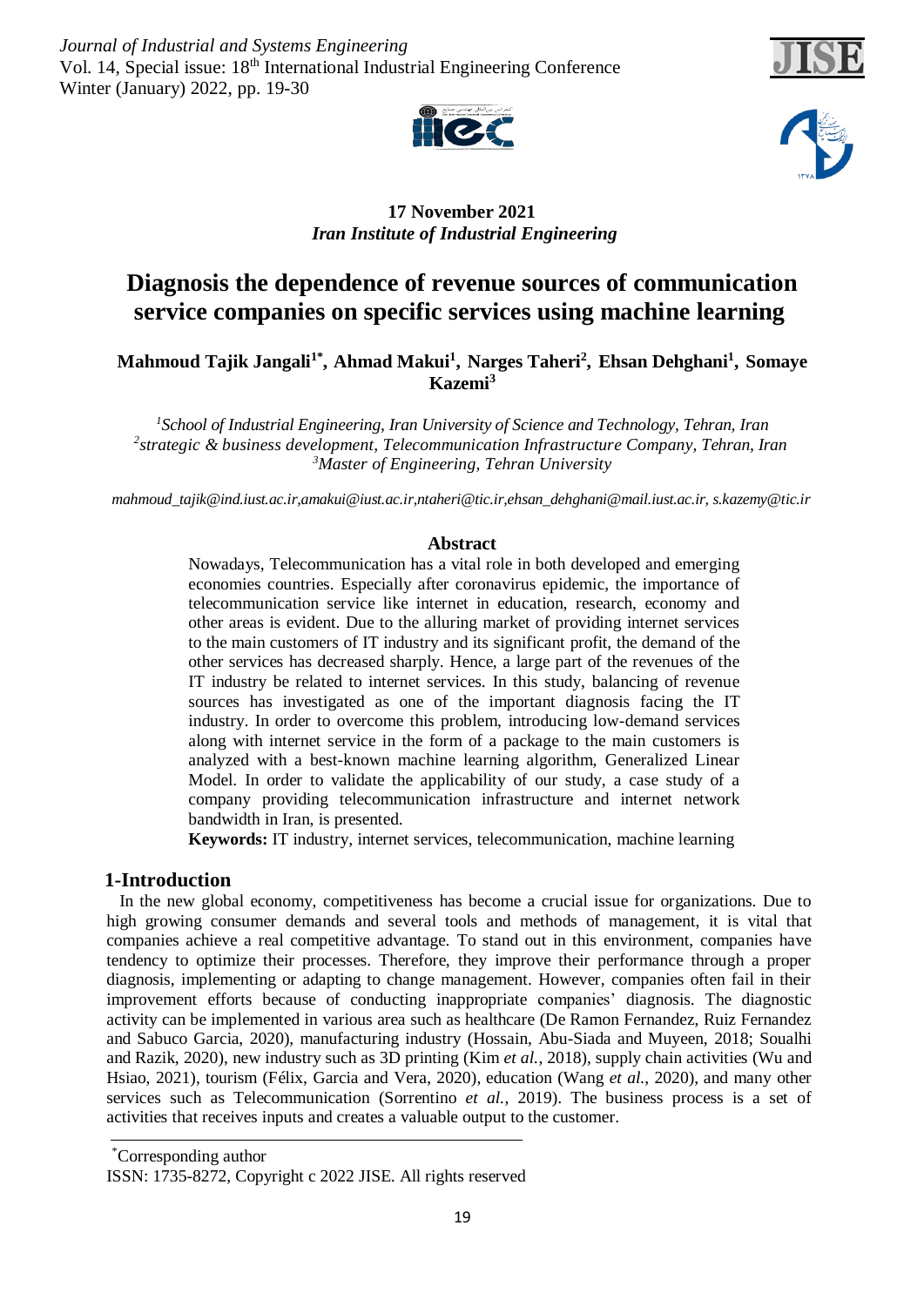17 November 2021
*Iran Institute of Industrial Engineering*

# Diagnosis the dependence of revenue sources of communication service companies on specific services using machine learning

**Mahmoud Tajik Jangali[1*], Ahmad Makui[1], Narges Taheri[2], Ehsan Dehghani[1], Somaye Kazemi[3]**

[1]*School of Industrial Engineering, Iran University of Science and Technology, Tehran, Iran*
[2]*strategic & business development, Telecommunication Infrastructure Company, Tehran, Iran*
[3]*Master of Engineering, Tehran University*

*mahmoud_tajik@ind.iust.ac.ir,amakui@iust.ac.ir,ntaheri@tic.ir,ehsan_dehghani@mail.iust.ac.ir, s.kazemy@tic.ir*

## Abstract

Nowadays, Telecommunication has a vital role in both developed and emerging economies countries. Especially after coronavirus epidemic, the importance of telecommunication service like internet in education, research, economy and other areas is evident. Due to the alluring market of providing internet services to the main customers of IT industry and its significant profit, the demand of the other services has decreased sharply. Hence, a large part of the revenues of the IT industry be related to internet services. In this study, balancing of revenue sources has investigated as one of the important diagnosis facing the IT industry. In order to overcome this problem, introducing low-demand services along with internet service in the form of a package to the main customers is analyzed with a best-known machine learning algorithm, Generalized Linear Model. In order to validate the applicability of our study, a case study of a company providing telecommunication infrastructure and internet network bandwidth in Iran, is presented.

**Keywords:** IT industry, internet services, telecommunication, machine learning

## 1-Introduction

In the new global economy, competitiveness has become a crucial issue for organizations. Due to high growing consumer demands and several tools and methods of management, it is vital that companies achieve a real competitive advantage. To stand out in this environment, companies have tendency to optimize their processes. Therefore, they improve their performance through a proper diagnosis, implementing or adapting to change management. However, companies often fail in their improvement efforts because of conducting inappropriate companies' diagnosis. The diagnostic activity can be implemented in various area such as healthcare (De Ramon Fernandez, Ruiz Fernandez and Sabuco Garcia, 2020), manufacturing industry (Hossain, Abu-Siada and Muyeen, 2018; Soualhi and Razik, 2020), new industry such as 3D printing (Kim *et al.*, 2018), supply chain activities (Wu and Hsiao, 2021), tourism (Félix, Garcia and Vera, 2020), education (Wang *et al.*, 2020), and many other services such as Telecommunication (Sorrentino *et al.*, 2019). The business process is a set of activities that receives inputs and creates a valuable output to the customer.

*Corresponding author
ISSN: 1735-8272, Copyright c 2022 JISE. All rights reserved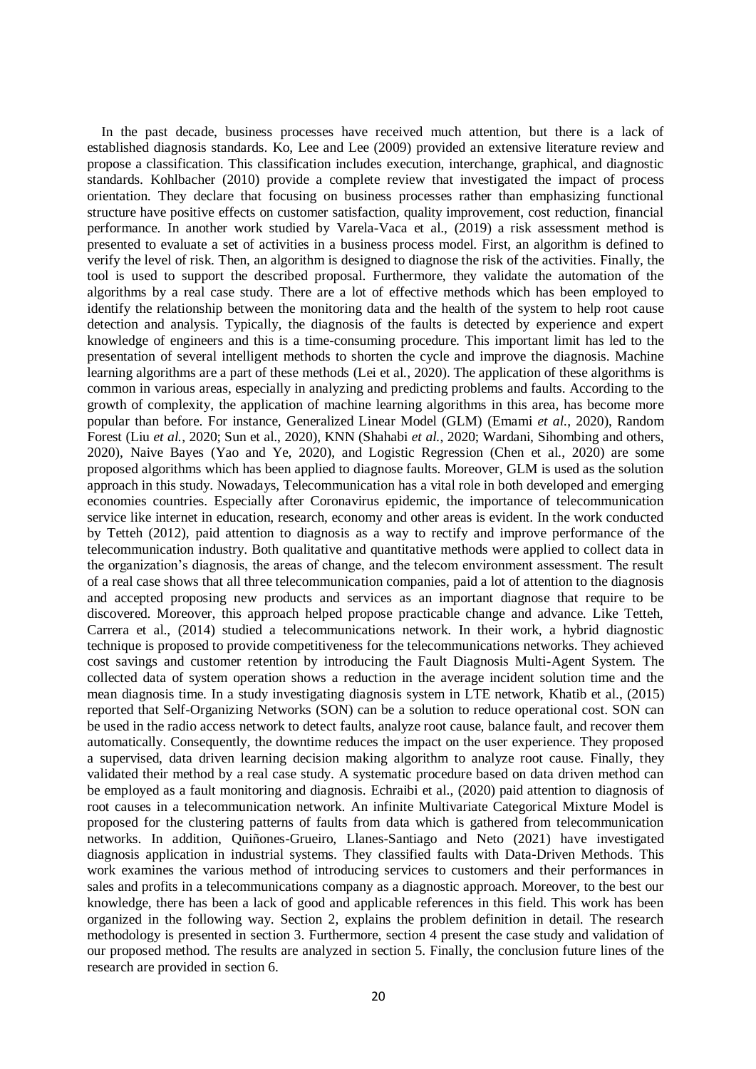In the past decade, business processes have received much attention, but there is a lack of established diagnosis standards. Ko, Lee and Lee (2009) provided an extensive literature review and propose a classification. This classification includes execution, interchange, graphical, and diagnostic standards. Kohlbacher (2010) provide a complete review that investigated the impact of process orientation. They declare that focusing on business processes rather than emphasizing functional structure have positive effects on customer satisfaction, quality improvement, cost reduction, financial performance. In another work studied by Varela-Vaca et al., (2019) a risk assessment method is presented to evaluate a set of activities in a business process model. First, an algorithm is defined to verify the level of risk. Then, an algorithm is designed to diagnose the risk of the activities. Finally, the tool is used to support the described proposal. Furthermore, they validate the automation of the algorithms by a real case study. There are a lot of effective methods which has been employed to identify the relationship between the monitoring data and the health of the system to help root cause detection and analysis. Typically, the diagnosis of the faults is detected by experience and expert knowledge of engineers and this is a time-consuming procedure. This important limit has led to the presentation of several intelligent methods to shorten the cycle and improve the diagnosis. Machine learning algorithms are a part of these methods (Lei et al., 2020). The application of these algorithms is common in various areas, especially in analyzing and predicting problems and faults. According to the growth of complexity, the application of machine learning algorithms in this area, has become more popular than before. For instance, Generalized Linear Model (GLM) (Emami *et al.*, 2020), Random Forest (Liu *et al.*, 2020; Sun et al., 2020), KNN (Shahabi *et al.*, 2020; Wardani, Sihombing and others, 2020), Naive Bayes (Yao and Ye, 2020), and Logistic Regression (Chen et al., 2020) are some proposed algorithms which has been applied to diagnose faults. Moreover, GLM is used as the solution approach in this study. Nowadays, Telecommunication has a vital role in both developed and emerging economies countries. Especially after Coronavirus epidemic, the importance of telecommunication service like internet in education, research, economy and other areas is evident. In the work conducted by Tetteh (2012), paid attention to diagnosis as a way to rectify and improve performance of the telecommunication industry. Both qualitative and quantitative methods were applied to collect data in the organization's diagnosis, the areas of change, and the telecom environment assessment. The result of a real case shows that all three telecommunication companies, paid a lot of attention to the diagnosis and accepted proposing new products and services as an important diagnose that require to be discovered. Moreover, this approach helped propose practicable change and advance. Like Tetteh, Carrera et al., (2014) studied a telecommunications network. In their work, a hybrid diagnostic technique is proposed to provide competitiveness for the telecommunications networks. They achieved cost savings and customer retention by introducing the Fault Diagnosis Multi-Agent System. The collected data of system operation shows a reduction in the average incident solution time and the mean diagnosis time. In a study investigating diagnosis system in LTE network, Khatib et al., (2015) reported that Self-Organizing Networks (SON) can be a solution to reduce operational cost. SON can be used in the radio access network to detect faults, analyze root cause, balance fault, and recover them automatically. Consequently, the downtime reduces the impact on the user experience. They proposed a supervised, data driven learning decision making algorithm to analyze root cause. Finally, they validated their method by a real case study. A systematic procedure based on data driven method can be employed as a fault monitoring and diagnosis. Echraibi et al., (2020) paid attention to diagnosis of root causes in a telecommunication network. An infinite Multivariate Categorical Mixture Model is proposed for the clustering patterns of faults from data which is gathered from telecommunication networks. In addition, Quiñones-Grueiro, Llanes-Santiago and Neto (2021) have investigated diagnosis application in industrial systems. They classified faults with Data-Driven Methods. This work examines the various method of introducing services to customers and their performances in sales and profits in a telecommunications company as a diagnostic approach. Moreover, to the best our knowledge, there has been a lack of good and applicable references in this field. This work has been organized in the following way. Section 2, explains the problem definition in detail. The research methodology is presented in section 3. Furthermore, section 4 present the case study and validation of our proposed method. The results are analyzed in section 5. Finally, the conclusion future lines of the research are provided in section 6.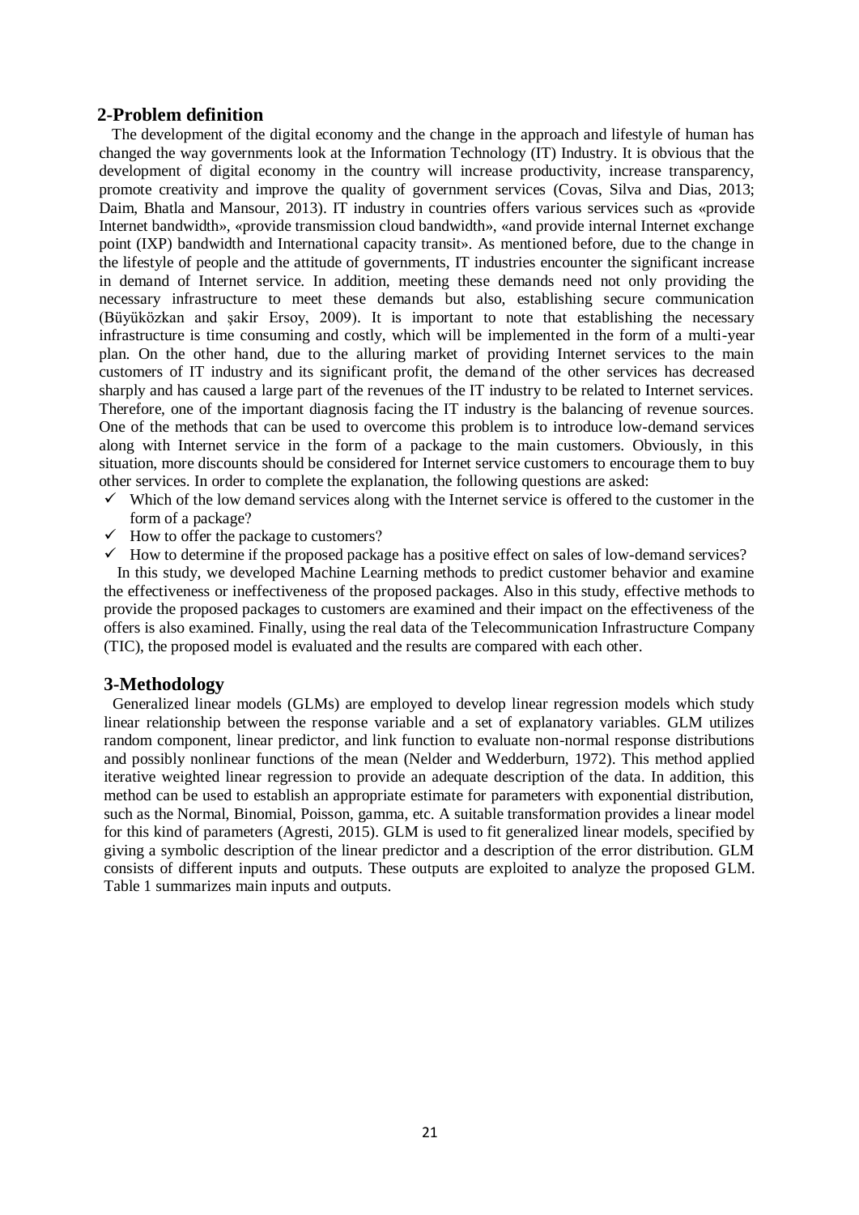## 2-Problem definition

The development of the digital economy and the change in the approach and lifestyle of human has changed the way governments look at the Information Technology (IT) Industry. It is obvious that the development of digital economy in the country will increase productivity, increase transparency, promote creativity and improve the quality of government services (Covas, Silva and Dias, 2013; Daim, Bhatla and Mansour, 2013). IT industry in countries offers various services such as «provide Internet bandwidth», «provide transmission cloud bandwidth», «and provide internal Internet exchange point (IXP) bandwidth and International capacity transit». As mentioned before, due to the change in the lifestyle of people and the attitude of governments, IT industries encounter the significant increase in demand of Internet service. In addition, meeting these demands need not only providing the necessary infrastructure to meet these demands but also, establishing secure communication (Büyüközkan and şakir Ersoy, 2009). It is important to note that establishing the necessary infrastructure is time consuming and costly, which will be implemented in the form of a multi-year plan. On the other hand, due to the alluring market of providing Internet services to the main customers of IT industry and its significant profit, the demand of the other services has decreased sharply and has caused a large part of the revenues of the IT industry to be related to Internet services. Therefore, one of the important diagnosis facing the IT industry is the balancing of revenue sources. One of the methods that can be used to overcome this problem is to introduce low-demand services along with Internet service in the form of a package to the main customers. Obviously, in this situation, more discounts should be considered for Internet service customers to encourage them to buy other services. In order to complete the explanation, the following questions are asked:

- ✓ Which of the low demand services along with the Internet service is offered to the customer in the form of a package?
- ✓ How to offer the package to customers?
- ✓ How to determine if the proposed package has a positive effect on sales of low-demand services?

In this study, we developed Machine Learning methods to predict customer behavior and examine the effectiveness or ineffectiveness of the proposed packages. Also in this study, effective methods to provide the proposed packages to customers are examined and their impact on the effectiveness of the offers is also examined. Finally, using the real data of the Telecommunication Infrastructure Company (TIC), the proposed model is evaluated and the results are compared with each other.

## 3-Methodology

Generalized linear models (GLMs) are employed to develop linear regression models which study linear relationship between the response variable and a set of explanatory variables. GLM utilizes random component, linear predictor, and link function to evaluate non-normal response distributions and possibly nonlinear functions of the mean (Nelder and Wedderburn, 1972). This method applied iterative weighted linear regression to provide an adequate description of the data. In addition, this method can be used to establish an appropriate estimate for parameters with exponential distribution, such as the Normal, Binomial, Poisson, gamma, etc. A suitable transformation provides a linear model for this kind of parameters (Agresti, 2015). GLM is used to fit generalized linear models, specified by giving a symbolic description of the linear predictor and a description of the error distribution. GLM consists of different inputs and outputs. These outputs are exploited to analyze the proposed GLM. Table 1 summarizes main inputs and outputs.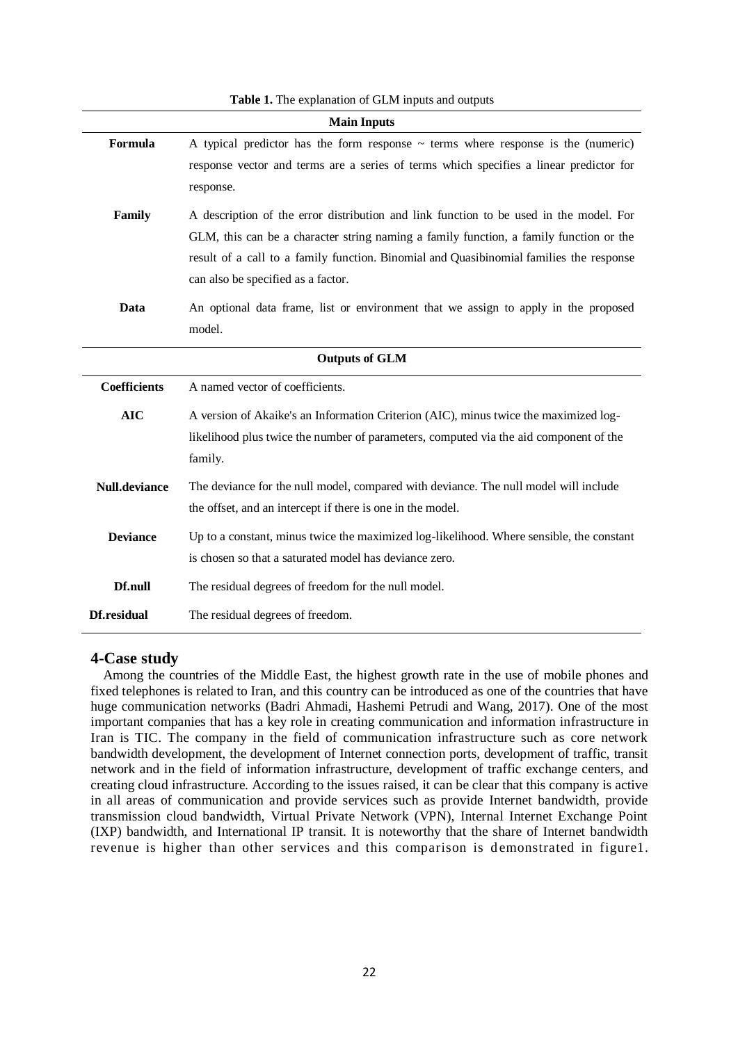**Table 1.** The explanation of GLM inputs and outputs

| **Main Inputs** | |
|---|---|
| **Formula** | A typical predictor has the form response ~ terms where response is the (numeric) response vector and terms are a series of terms which specifies a linear predictor for response. |
| **Family** | A description of the error distribution and link function to be used in the model. For GLM, this can be a character string naming a family function, a family function or the result of a call to a family function. Binomial and Quasibinomial families the response can also be specified as a factor. |
| **Data** | An optional data frame, list or environment that we assign to apply in the proposed model. |
| **Outputs of GLM** | |
| **Coefficients** | A named vector of coefficients. |
| **AIC** | A version of Akaike's an Information Criterion (AIC), minus twice the maximized log-likelihood plus twice the number of parameters, computed via the aid component of the family. |
| **Null.deviance** | The deviance for the null model, compared with deviance. The null model will include the offset, and an intercept if there is one in the model. |
| **Deviance** | Up to a constant, minus twice the maximized log-likelihood. Where sensible, the constant is chosen so that a saturated model has deviance zero. |
| **Df.null** | The residual degrees of freedom for the null model. |
| **Df.residual** | The residual degrees of freedom. |

## 4-Case study

Among the countries of the Middle East, the highest growth rate in the use of mobile phones and fixed telephones is related to Iran, and this country can be introduced as one of the countries that have huge communication networks (Badri Ahmadi, Hashemi Petrudi and Wang, 2017). One of the most important companies that has a key role in creating communication and information infrastructure in Iran is TIC. The company in the field of communication infrastructure such as core network bandwidth development, the development of Internet connection ports, development of traffic, transit network and in the field of information infrastructure, development of traffic exchange centers, and creating cloud infrastructure. According to the issues raised, it can be clear that this company is active in all areas of communication and provide services such as provide Internet bandwidth, provide transmission cloud bandwidth, Virtual Private Network (VPN), Internal Internet Exchange Point (IXP) bandwidth, and International IP transit. It is noteworthy that the share of Internet bandwidth revenue is higher than other services and this comparison is demonstrated in figure1.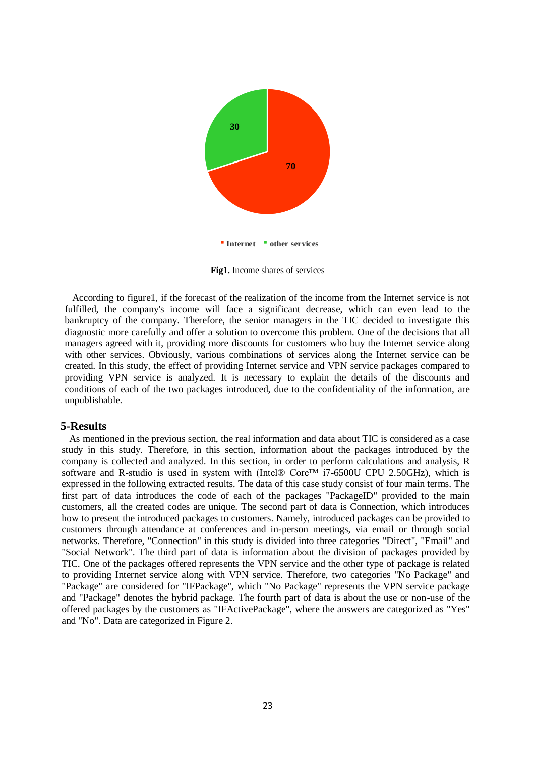**Fig1.** Income shares of services

According to figure1, if the forecast of the realization of the income from the Internet service is not fulfilled, the company's income will face a significant decrease, which can even lead to the bankruptcy of the company. Therefore, the senior managers in the TIC decided to investigate this diagnostic more carefully and offer a solution to overcome this problem. One of the decisions that all managers agreed with it, providing more discounts for customers who buy the Internet service along with other services. Obviously, various combinations of services along the Internet service can be created. In this study, the effect of providing Internet service and VPN service packages compared to providing VPN service is analyzed. It is necessary to explain the details of the discounts and conditions of each of the two packages introduced, due to the confidentiality of the information, are unpublishable.

## 5-Results

As mentioned in the previous section, the real information and data about TIC is considered as a case study in this study. Therefore, in this section, information about the packages introduced by the company is collected and analyzed. In this section, in order to perform calculations and analysis, R software and R-studio is used in system with (Intel® Core™ i7-6500U CPU 2.50GHz), which is expressed in the following extracted results. The data of this case study consist of four main terms. The first part of data introduces the code of each of the packages "PackageID" provided to the main customers, all the created codes are unique. The second part of data is Connection, which introduces how to present the introduced packages to customers. Namely, introduced packages can be provided to customers through attendance at conferences and in-person meetings, via email or through social networks. Therefore, "Connection" in this study is divided into three categories "Direct", "Email" and "Social Network". The third part of data is information about the division of packages provided by TIC. One of the packages offered represents the VPN service and the other type of package is related to providing Internet service along with VPN service. Therefore, two categories "No Package" and "Package" are considered for "IFPackage", which "No Package" represents the VPN service package and "Package" denotes the hybrid package. The fourth part of data is about the use or non-use of the offered packages by the customers as "IFActivePackage", where the answers are categorized as "Yes" and "No". Data are categorized in Figure 2.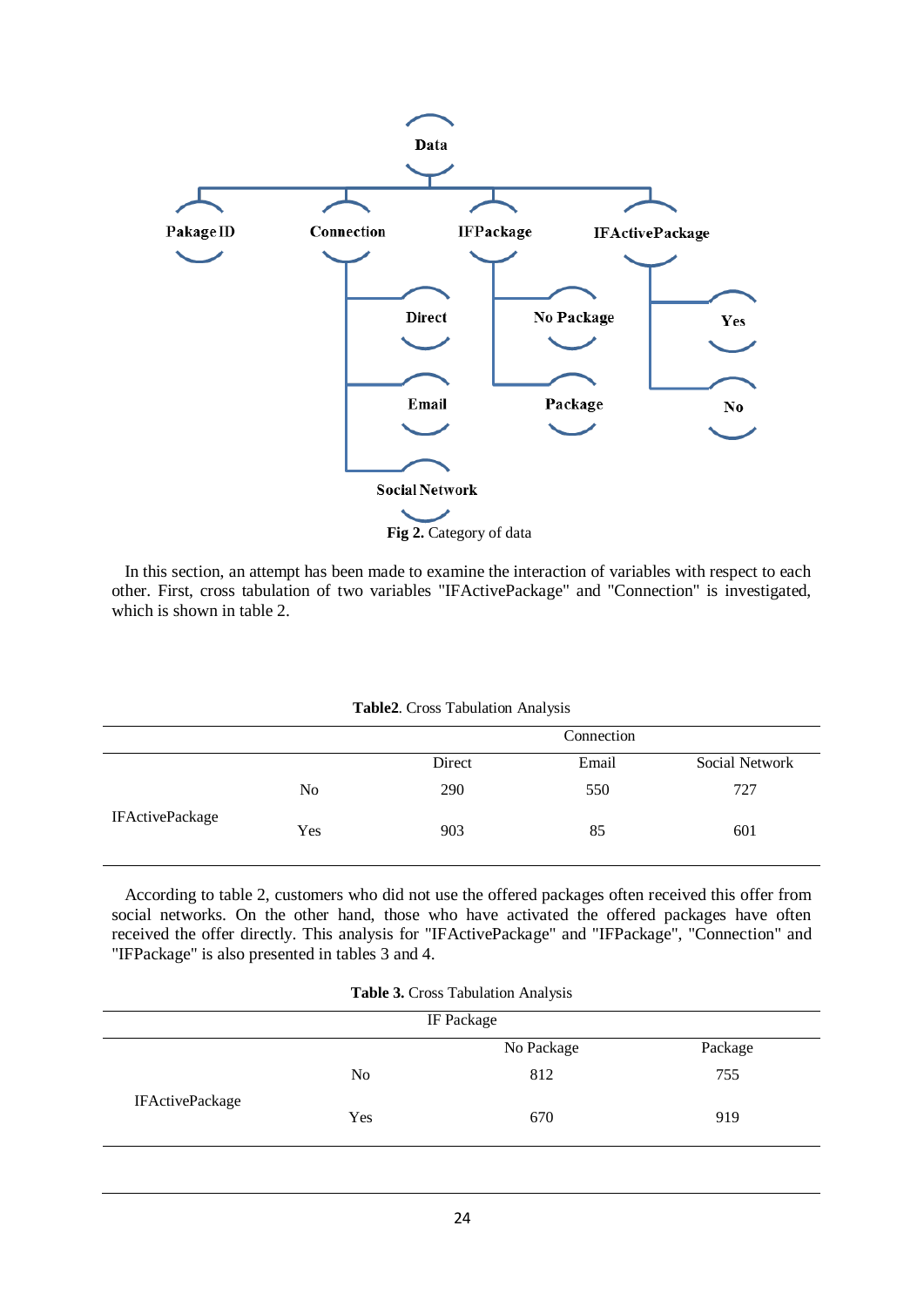Fig 2. Category of data

In this section, an attempt has been made to examine the interaction of variables with respect to each other. First, cross tabulation of two variables "IFActivePackage" and "Connection" is investigated, which is shown in table 2.

**Table2**. Cross Tabulation Analysis

| | | Connection | | |
|---|---|---|---|---|
| | | Direct | Email | Social Network |
| IFActivePackage | No | 290 | 550 | 727 |
| | Yes | 903 | 85 | 601 |

According to table 2, customers who did not use the offered packages often received this offer from social networks. On the other hand, those who have activated the offered packages have often received the offer directly. This analysis for "IFActivePackage" and "IFPackage", "Connection" and "IFPackage" is also presented in tables 3 and 4.

**Table 3.** Cross Tabulation Analysis

| | | IF Package | |
|---|---|---|---|
| | | No Package | Package |
| IFActivePackage | No | 812 | 755 |
| | Yes | 670 | 919 |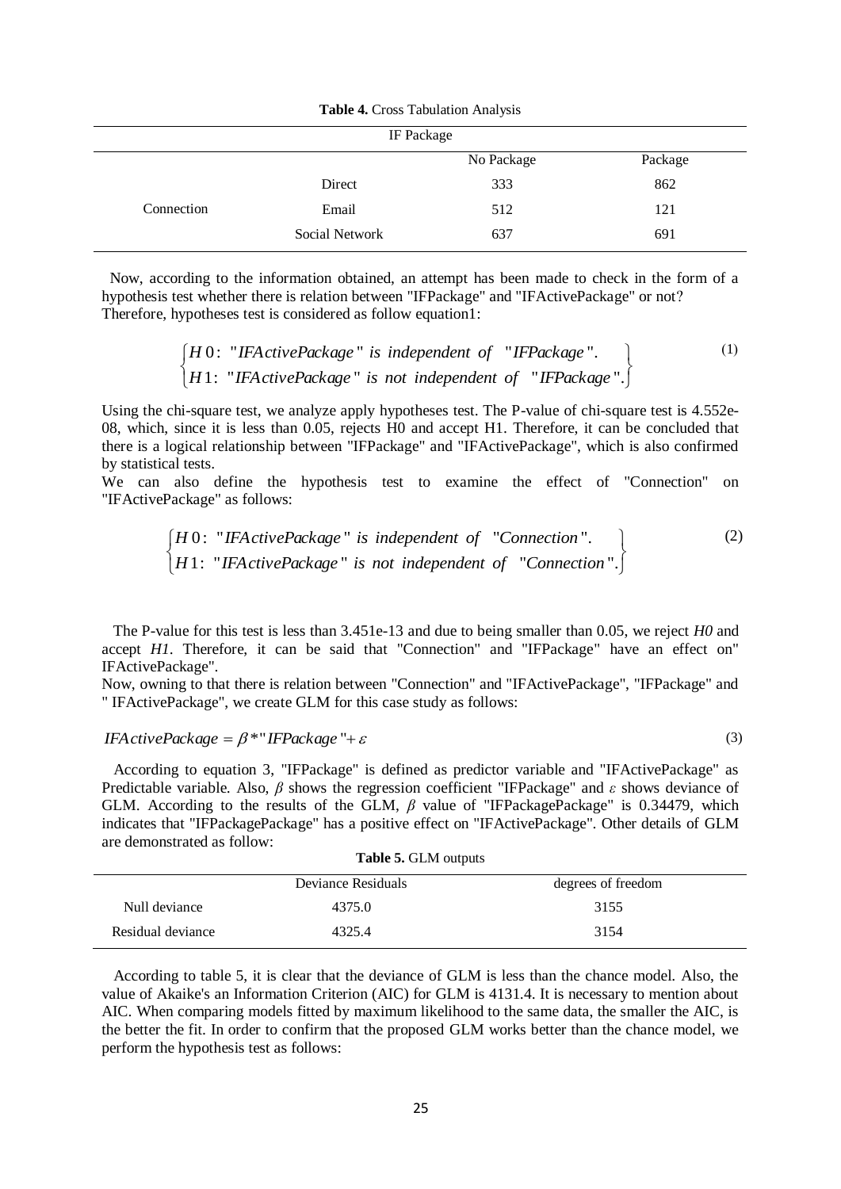**Table 4.** Cross Tabulation Analysis

| | | IF Package | |
|---|---|---|---|
| | | No Package | Package |
| Connection | Direct | 333 | 862 |
| | Email | 512 | 121 |
| | Social Network | 637 | 691 |

Now, according to the information obtained, an attempt has been made to check in the form of a hypothesis test whether there is relation between "IFPackage" and "IFActivePackage" or not? Therefore, hypotheses test is considered as follow equation1:

$$\begin{Bmatrix} H0: \text{ "}IFActivePackage\text{" is independent of "}IFPackage\text{".} \\ H1: \text{ "}IFActivePackage\text{" is not independent of "}IFPackage\text{".} \end{Bmatrix} \tag{1}$$

Using the chi-square test, we analyze apply hypotheses test. The P-value of chi-square test is 4.552e-08, which, since it is less than 0.05, rejects H0 and accept H1. Therefore, it can be concluded that there is a logical relationship between "IFPackage" and "IFActivePackage", which is also confirmed by statistical tests.

We can also define the hypothesis test to examine the effect of "Connection" on "IFActivePackage" as follows:

$$\begin{Bmatrix} H0: \text{ "}IFActivePackage\text{" is independent of "}Connection\text{".} \\ H1: \text{ "}IFActivePackage\text{" is not independent of "}Connection\text{".} \end{Bmatrix} \tag{2}$$

The P-value for this test is less than 3.451e-13 and due to being smaller than 0.05, we reject *H0* and accept *H1*. Therefore, it can be said that "Connection" and "IFPackage" have an effect on" IFActivePackage".

Now, owning to that there is relation between "Connection" and "IFActivePackage", "IFPackage" and " IFActivePackage", we create GLM for this case study as follows:

$$IFActivePackage = \beta * \text{"}IFPackage\text{"} + \varepsilon \tag{3}$$

According to equation 3, "IFPackage" is defined as predictor variable and "IFActivePackage" as Predictable variable. Also, $\beta$ shows the regression coefficient "IFPackage" and $\varepsilon$ shows deviance of GLM. According to the results of the GLM, $\beta$ value of "IFPackagePackage" is 0.34479, which indicates that "IFPackagePackage" has a positive effect on "IFActivePackage". Other details of GLM are demonstrated as follow:

**Table 5.** GLM outputs

| | Deviance Residuals | degrees of freedom |
|---|---|---|
| Null deviance | 4375.0 | 3155 |
| Residual deviance | 4325.4 | 3154 |

According to table 5, it is clear that the deviance of GLM is less than the chance model. Also, the value of Akaike's an Information Criterion (AIC) for GLM is 4131.4. It is necessary to mention about AIC. When comparing models fitted by maximum likelihood to the same data, the smaller the AIC, is the better the fit. In order to confirm that the proposed GLM works better than the chance model, we perform the hypothesis test as follows: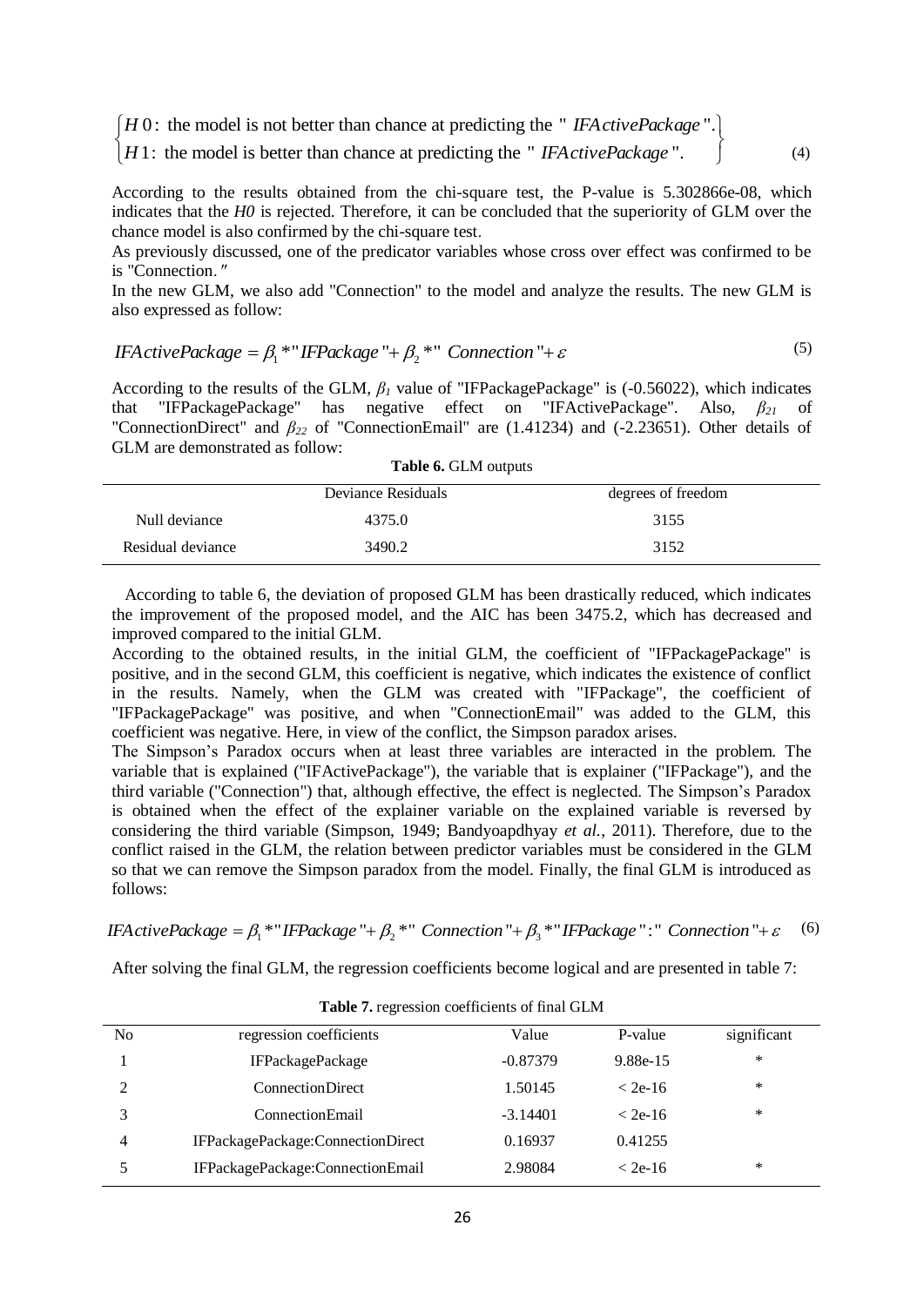$$\begin{cases} H0: \text{ the model is not better than chance at predicting the " } IFActivePackage \text{".} \\ H1: \text{ the model is better than chance at predicting the " } IFActivePackage \text{".} \end{cases} \tag{4}$$

According to the results obtained from the chi-square test, the P-value is 5.302866e-08, which indicates that the *H0* is rejected. Therefore, it can be concluded that the superiority of GLM over the chance model is also confirmed by the chi-square test.

As previously discussed, one of the predicator variables whose cross over effect was confirmed to be is "Connection."

In the new GLM, we also add "Connection" to the model and analyze the results. The new GLM is also expressed as follow:

$$IFActivePackage = \beta_1 * \text{"}IFPackage\text{"} + \beta_2 * \text{"}Connection\text{"} + \varepsilon \tag{5}$$

According to the results of the GLM, $\beta_1$ value of "IFPackagePackage" is (-0.56022), which indicates that "IFPackagePackage" has negative effect on "IFActivePackage". Also, $\beta_{21}$ of "ConnectionDirect" and $\beta_{22}$ of "ConnectionEmail" are (1.41234) and (-2.23651). Other details of GLM are demonstrated as follow:

**Table 6.** GLM outputs

| | Deviance Residuals | degrees of freedom |
|---|---|---|
| Null deviance | 4375.0 | 3155 |
| Residual deviance | 3490.2 | 3152 |

According to table 6, the deviation of proposed GLM has been drastically reduced, which indicates the improvement of the proposed model, and the AIC has been 3475.2, which has decreased and improved compared to the initial GLM.

According to the obtained results, in the initial GLM, the coefficient of "IFPackagePackage" is positive, and in the second GLM, this coefficient is negative, which indicates the existence of conflict in the results. Namely, when the GLM was created with "IFPackage", the coefficient of "IFPackagePackage" was positive, and when "ConnectionEmail" was added to the GLM, this coefficient was negative. Here, in view of the conflict, the Simpson paradox arises.

The Simpson's Paradox occurs when at least three variables are interacted in the problem. The variable that is explained ("IFActivePackage"), the variable that is explainer ("IFPackage"), and the third variable ("Connection") that, although effective, the effect is neglected. The Simpson's Paradox is obtained when the effect of the explainer variable on the explained variable is reversed by considering the third variable (Simpson, 1949; Bandyoapdhyay *et al.*, 2011). Therefore, due to the conflict raised in the GLM, the relation between predictor variables must be considered in the GLM so that we can remove the Simpson paradox from the model. Finally, the final GLM is introduced as follows:

$$IFActivePackage = \beta_1 * \text{"}IFPackage\text{"} + \beta_2 * \text{"}Connection\text{"} + \beta_3 * \text{"}IFPackage\text{"}:\text{"}Connection\text{"} + \varepsilon \tag{6}$$

After solving the final GLM, the regression coefficients become logical and are presented in table 7:

**Table 7.** regression coefficients of final GLM

| No | regression coefficients | Value | P-value | significant |
|---|---|---|---|---|
| 1 | IFPackagePackage | -0.87379 | 9.88e-15 | * |
| 2 | ConnectionDirect | 1.50145 | < 2e-16 | * |
| 3 | ConnectionEmail | -3.14401 | < 2e-16 | * |
| 4 | IFPackagePackage:ConnectionDirect | 0.16937 | 0.41255 | |
| 5 | IFPackagePackage:ConnectionEmail | 2.98084 | < 2e-16 | * |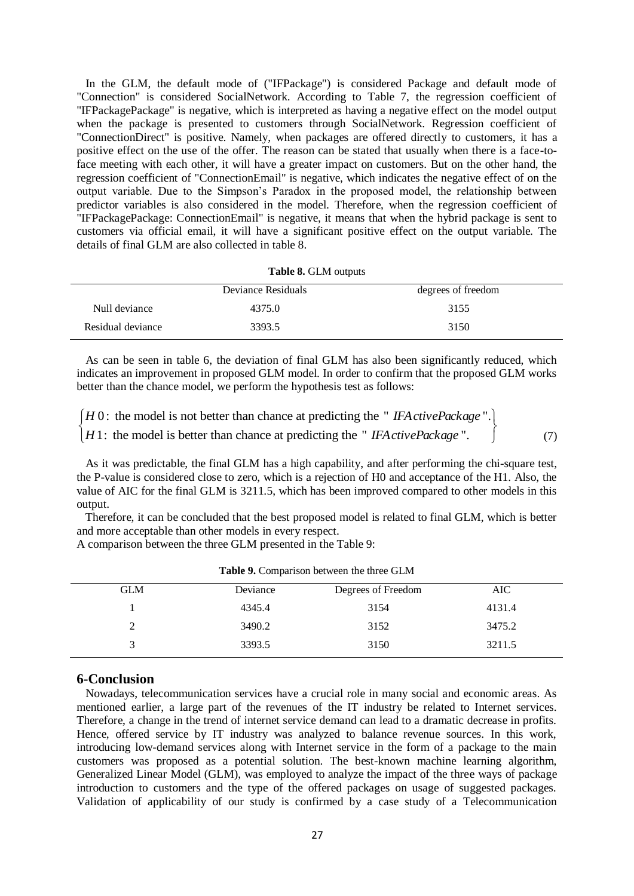In the GLM, the default mode of ("IFPackage") is considered Package and default mode of "Connection" is considered SocialNetwork. According to Table 7, the regression coefficient of "IFPackagePackage" is negative, which is interpreted as having a negative effect on the model output when the package is presented to customers through SocialNetwork. Regression coefficient of "ConnectionDirect" is positive. Namely, when packages are offered directly to customers, it has a positive effect on the use of the offer. The reason can be stated that usually when there is a face-to-face meeting with each other, it will have a greater impact on customers. But on the other hand, the regression coefficient of "ConnectionEmail" is negative, which indicates the negative effect of on the output variable. Due to the Simpson's Paradox in the proposed model, the relationship between predictor variables is also considered in the model. Therefore, when the regression coefficient of "IFPackagePackage: ConnectionEmail" is negative, it means that when the hybrid package is sent to customers via official email, it will have a significant positive effect on the output variable. The details of final GLM are also collected in table 8.

**Table 8.** GLM outputs

| | Deviance Residuals | degrees of freedom |
|---|---|---|
| Null deviance | 4375.0 | 3155 |
| Residual deviance | 3393.5 | 3150 |

As can be seen in table 6, the deviation of final GLM has also been significantly reduced, which indicates an improvement in proposed GLM model. In order to confirm that the proposed GLM works better than the chance model, we perform the hypothesis test as follows:

$$\begin{cases} H0: \text{ the model is not better than chance at predicting the " } \textit{IFActivePackage} \text{".} \\ H1: \text{ the model is better than chance at predicting the " } \textit{IFActivePackage} \text{".} \end{cases} \tag{7}$$

As it was predictable, the final GLM has a high capability, and after performing the chi-square test, the P-value is considered close to zero, which is a rejection of H0 and acceptance of the H1. Also, the value of AIC for the final GLM is 3211.5, which has been improved compared to other models in this output.

Therefore, it can be concluded that the best proposed model is related to final GLM, which is better and more acceptable than other models in every respect.

A comparison between the three GLM presented in the Table 9:

**Table 9.** Comparison between the three GLM

| GLM | Deviance | Degrees of Freedom | AIC |
|---|---|---|---|
| 1 | 4345.4 | 3154 | 4131.4 |
| 2 | 3490.2 | 3152 | 3475.2 |
| 3 | 3393.5 | 3150 | 3211.5 |

## 6-Conclusion

Nowadays, telecommunication services have a crucial role in many social and economic areas. As mentioned earlier, a large part of the revenues of the IT industry be related to Internet services. Therefore, a change in the trend of internet service demand can lead to a dramatic decrease in profits. Hence, offered service by IT industry was analyzed to balance revenue sources. In this work, introducing low-demand services along with Internet service in the form of a package to the main customers was proposed as a potential solution. The best-known machine learning algorithm, Generalized Linear Model (GLM), was employed to analyze the impact of the three ways of package introduction to customers and the type of the offered packages on usage of suggested packages. Validation of applicability of our study is confirmed by a case study of a Telecommunication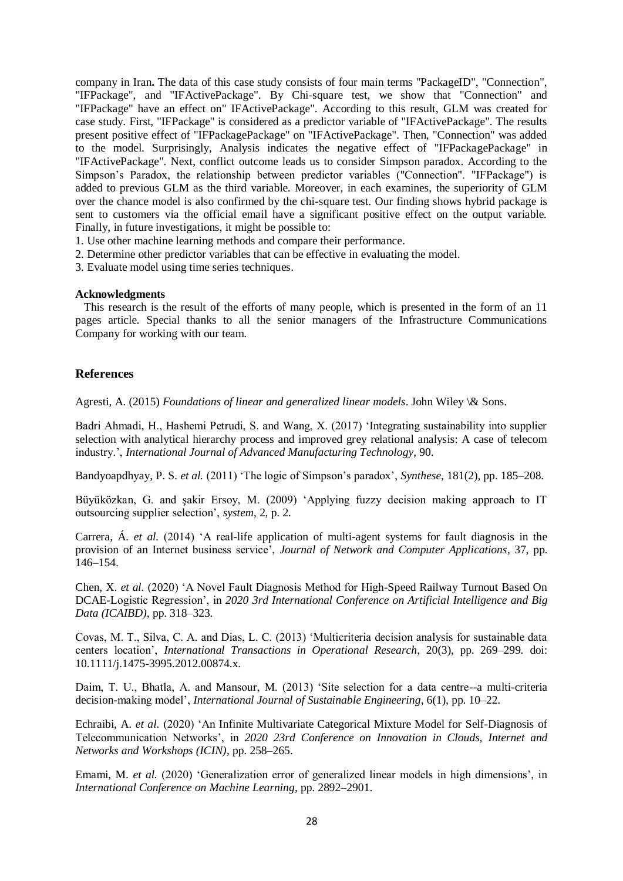company in Iran**.** The data of this case study consists of four main terms "PackageID", "Connection", "IFPackage", and "IFActivePackage". By Chi-square test, we show that "Connection" and "IFPackage" have an effect on" IFActivePackage". According to this result, GLM was created for case study. First, "IFPackage" is considered as a predictor variable of "IFActivePackage". The results present positive effect of "IFPackagePackage" on "IFActivePackage". Then, "Connection" was added to the model. Surprisingly, Analysis indicates the negative effect of "IFPackagePackage" in "IFActivePackage". Next, conflict outcome leads us to consider Simpson paradox. According to the Simpson's Paradox, the relationship between predictor variables ("Connection". "IFPackage") is added to previous GLM as the third variable. Moreover, in each examines, the superiority of GLM over the chance model is also confirmed by the chi-square test. Our finding shows hybrid package is sent to customers via the official email have a significant positive effect on the output variable. Finally, in future investigations, it might be possible to:

1. Use other machine learning methods and compare their performance.
2. Determine other predictor variables that can be effective in evaluating the model.
3. Evaluate model using time series techniques.

**Acknowledgments**

This research is the result of the efforts of many people, which is presented in the form of an 11 pages article. Special thanks to all the senior managers of the Infrastructure Communications Company for working with our team.

## References

Agresti, A. (2015) *Foundations of linear and generalized linear models*. John Wiley \& Sons.

Badri Ahmadi, H., Hashemi Petrudi, S. and Wang, X. (2017) 'Integrating sustainability into supplier selection with analytical hierarchy process and improved grey relational analysis: A case of telecom industry.', *International Journal of Advanced Manufacturing Technology*, 90.

Bandyoapdhyay, P. S. *et al.* (2011) 'The logic of Simpson's paradox', *Synthese*, 181(2), pp. 185–208.

Büyüközkan, G. and şakir Ersoy, M. (2009) 'Applying fuzzy decision making approach to IT outsourcing supplier selection', *system*, 2, p. 2.

Carrera, Á. *et al.* (2014) 'A real-life application of multi-agent systems for fault diagnosis in the provision of an Internet business service', *Journal of Network and Computer Applications*, 37, pp. 146–154.

Chen, X. *et al.* (2020) 'A Novel Fault Diagnosis Method for High-Speed Railway Turnout Based On DCAE-Logistic Regression', in *2020 3rd International Conference on Artificial Intelligence and Big Data (ICAIBD)*, pp. 318–323.

Covas, M. T., Silva, C. A. and Dias, L. C. (2013) 'Multicriteria decision analysis for sustainable data centers location', *International Transactions in Operational Research*, 20(3), pp. 269–299. doi: 10.1111/j.1475-3995.2012.00874.x.

Daim, T. U., Bhatla, A. and Mansour, M. (2013) 'Site selection for a data centre--a multi-criteria decision-making model', *International Journal of Sustainable Engineering*, 6(1), pp. 10–22.

Echraibi, A. *et al.* (2020) 'An Infinite Multivariate Categorical Mixture Model for Self-Diagnosis of Telecommunication Networks', in *2020 23rd Conference on Innovation in Clouds, Internet and Networks and Workshops (ICIN)*, pp. 258–265.

Emami, M. *et al.* (2020) 'Generalization error of generalized linear models in high dimensions', in *International Conference on Machine Learning*, pp. 2892–2901.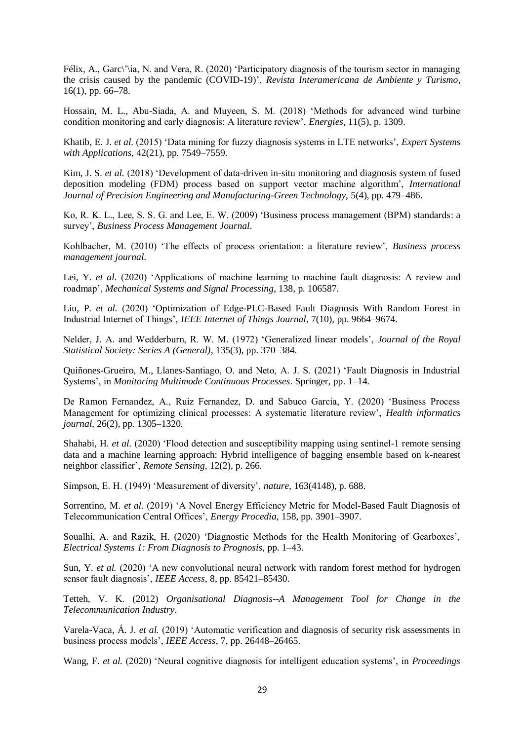Félix, A., Garc\'\ia, N. and Vera, R. (2020) 'Participatory diagnosis of the tourism sector in managing the crisis caused by the pandemic (COVID-19)', *Revista Interamericana de Ambiente y Turismo*, 16(1), pp. 66–78.

Hossain, M. L., Abu-Siada, A. and Muyeen, S. M. (2018) 'Methods for advanced wind turbine condition monitoring and early diagnosis: A literature review', *Energies*, 11(5), p. 1309.

Khatib, E. J. *et al.* (2015) 'Data mining for fuzzy diagnosis systems in LTE networks', *Expert Systems with Applications*, 42(21), pp. 7549–7559.

Kim, J. S. *et al.* (2018) 'Development of data-driven in-situ monitoring and diagnosis system of fused deposition modeling (FDM) process based on support vector machine algorithm', *International Journal of Precision Engineering and Manufacturing-Green Technology*, 5(4), pp. 479–486.

Ko, R. K. L., Lee, S. S. G. and Lee, E. W. (2009) 'Business process management (BPM) standards: a survey', *Business Process Management Journal*.

Kohlbacher, M. (2010) 'The effects of process orientation: a literature review', *Business process management journal*.

Lei, Y. *et al.* (2020) 'Applications of machine learning to machine fault diagnosis: A review and roadmap', *Mechanical Systems and Signal Processing*, 138, p. 106587.

Liu, P. *et al.* (2020) 'Optimization of Edge-PLC-Based Fault Diagnosis With Random Forest in Industrial Internet of Things', *IEEE Internet of Things Journal*, 7(10), pp. 9664–9674.

Nelder, J. A. and Wedderburn, R. W. M. (1972) 'Generalized linear models', *Journal of the Royal Statistical Society: Series A (General)*, 135(3), pp. 370–384.

Quiñones-Grueiro, M., Llanes-Santiago, O. and Neto, A. J. S. (2021) 'Fault Diagnosis in Industrial Systems', in *Monitoring Multimode Continuous Processes*. Springer, pp. 1–14.

De Ramon Fernandez, A., Ruiz Fernandez, D. and Sabuco Garcia, Y. (2020) 'Business Process Management for optimizing clinical processes: A systematic literature review', *Health informatics journal*, 26(2), pp. 1305–1320.

Shahabi, H. *et al.* (2020) 'Flood detection and susceptibility mapping using sentinel-1 remote sensing data and a machine learning approach: Hybrid intelligence of bagging ensemble based on k-nearest neighbor classifier', *Remote Sensing*, 12(2), p. 266.

Simpson, E. H. (1949) 'Measurement of diversity', *nature*, 163(4148), p. 688.

Sorrentino, M. *et al.* (2019) 'A Novel Energy Efficiency Metric for Model-Based Fault Diagnosis of Telecommunication Central Offices', *Energy Procedia*, 158, pp. 3901–3907.

Soualhi, A. and Razik, H. (2020) 'Diagnostic Methods for the Health Monitoring of Gearboxes', *Electrical Systems 1: From Diagnosis to Prognosis*, pp. 1–43.

Sun, Y. *et al.* (2020) 'A new convolutional neural network with random forest method for hydrogen sensor fault diagnosis', *IEEE Access*, 8, pp. 85421–85430.

Tetteh, V. K. (2012) *Organisational Diagnosis--A Management Tool for Change in the Telecommunication Industry*.

Varela-Vaca, Á. J. *et al.* (2019) 'Automatic verification and diagnosis of security risk assessments in business process models', *IEEE Access*, 7, pp. 26448–26465.

Wang, F. *et al.* (2020) 'Neural cognitive diagnosis for intelligent education systems', in *Proceedings*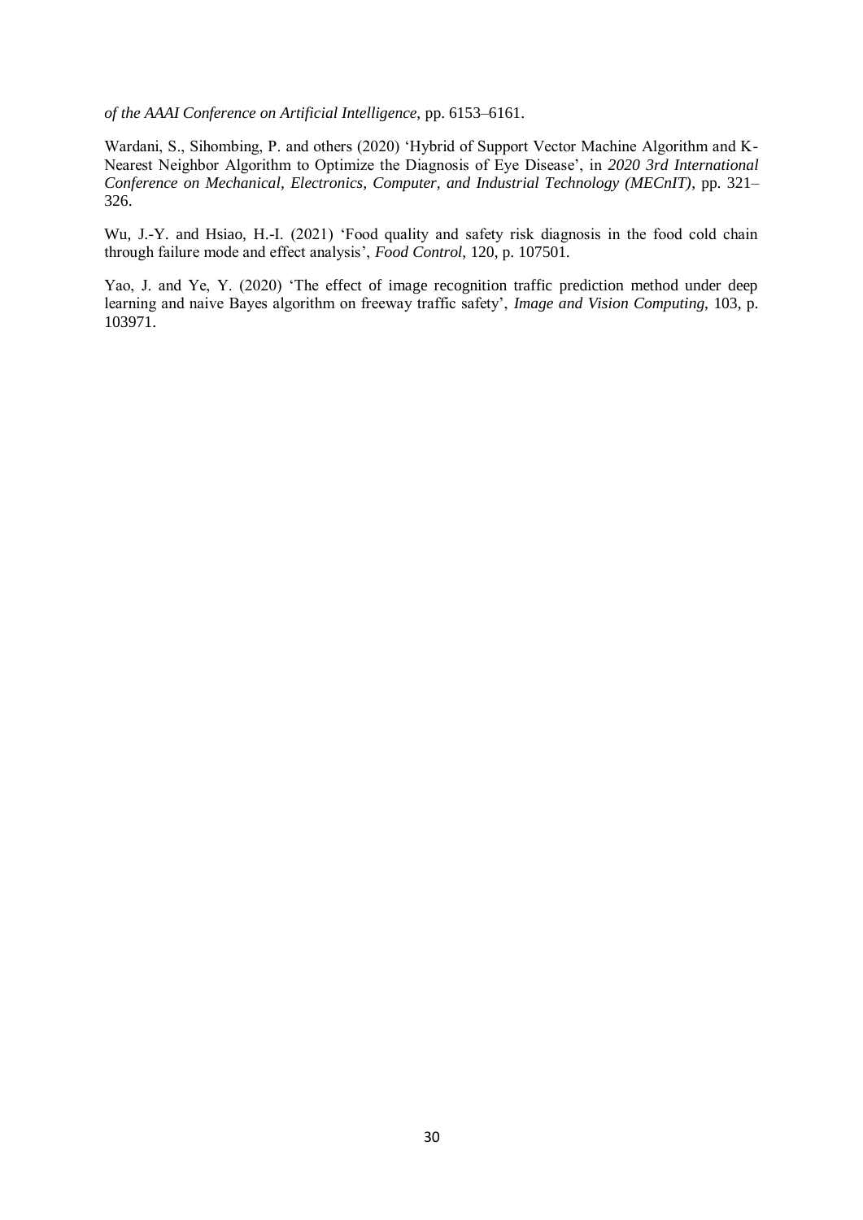*of the AAAI Conference on Artificial Intelligence*, pp. 6153–6161.

Wardani, S., Sihombing, P. and others (2020) 'Hybrid of Support Vector Machine Algorithm and K-Nearest Neighbor Algorithm to Optimize the Diagnosis of Eye Disease', in *2020 3rd International Conference on Mechanical, Electronics, Computer, and Industrial Technology (MECnIT)*, pp. 321–326.

Wu, J.-Y. and Hsiao, H.-I. (2021) 'Food quality and safety risk diagnosis in the food cold chain through failure mode and effect analysis', *Food Control*, 120, p. 107501.

Yao, J. and Ye, Y. (2020) 'The effect of image recognition traffic prediction method under deep learning and naive Bayes algorithm on freeway traffic safety', *Image and Vision Computing*, 103, p. 103971.